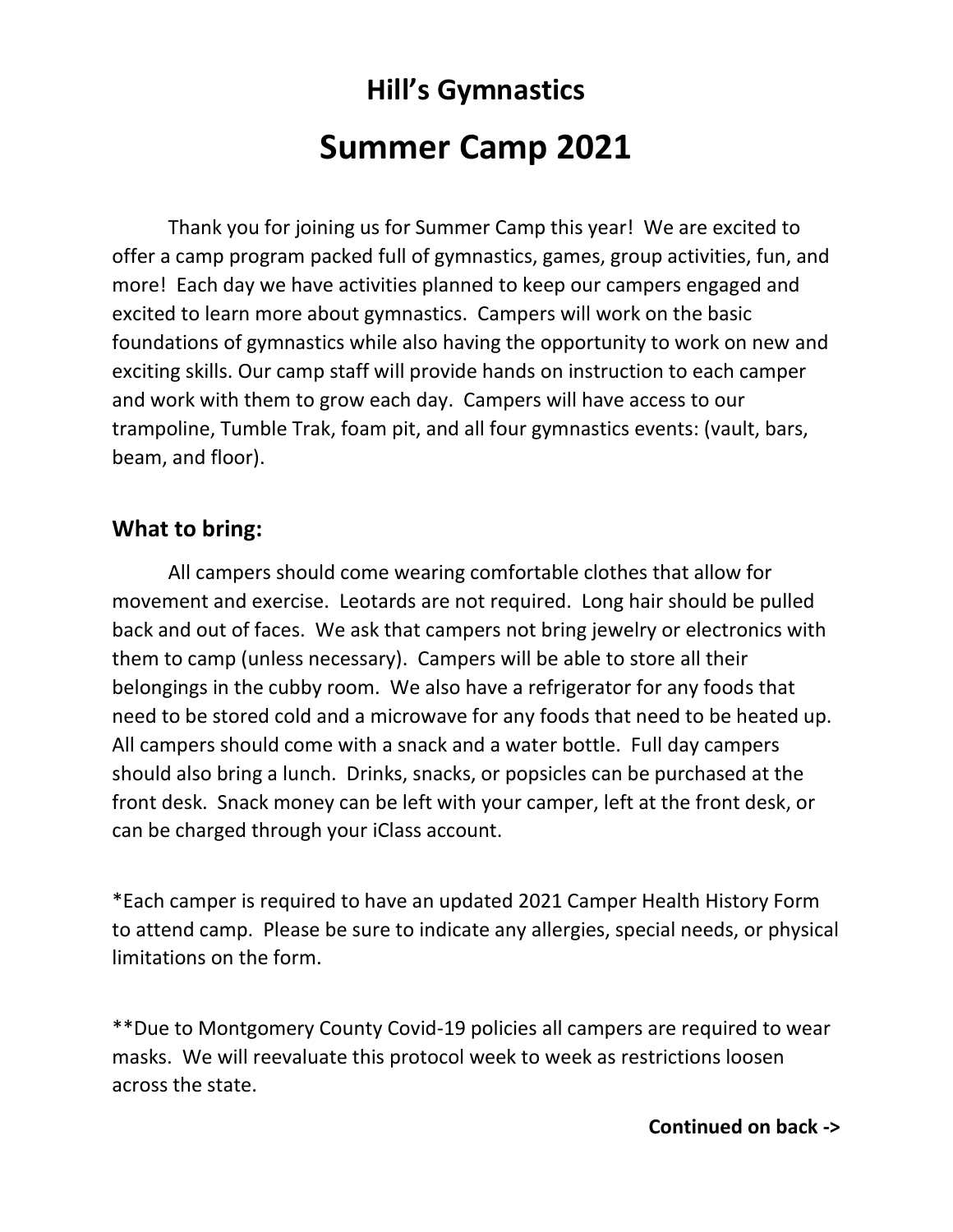# Hill's Gymnastics

# Summer Camp 2021

Thank you for joining us for Summer Camp this year! We are excited to offer a camp program packed full of gymnastics, games, group activities, fun, and more! Each day we have activities planned to keep our campers engaged and excited to learn more about gymnastics. Campers will work on the basic foundations of gymnastics while also having the opportunity to work on new and exciting skills. Our camp staff will provide hands on instruction to each camper and work with them to grow each day. Campers will have access to our trampoline, Tumble Trak, foam pit, and all four gymnastics events: (vault, bars, beam, and floor).

## What to bring:

All campers should come wearing comfortable clothes that allow for movement and exercise. Leotards are not required. Long hair should be pulled back and out of faces. We ask that campers not bring jewelry or electronics with them to camp (unless necessary). Campers will be able to store all their belongings in the cubby room. We also have a refrigerator for any foods that need to be stored cold and a microwave for any foods that need to be heated up. All campers should come with a snack and a water bottle. Full day campers should also bring a lunch. Drinks, snacks, or popsicles can be purchased at the front desk. Snack money can be left with your camper, left at the front desk, or can be charged through your iClass account.

*Each camper is required to have an updated 2021 Camper Health History Form to attend camp. Please be sure to indicate any allergies, special needs, or physical limitations on the form.

**Due to Montgomery County Covid-19 policies all campers are required to wear masks. We will reevaluate this protocol week to week as restrictions loosen across the state.

**Continued on back ->**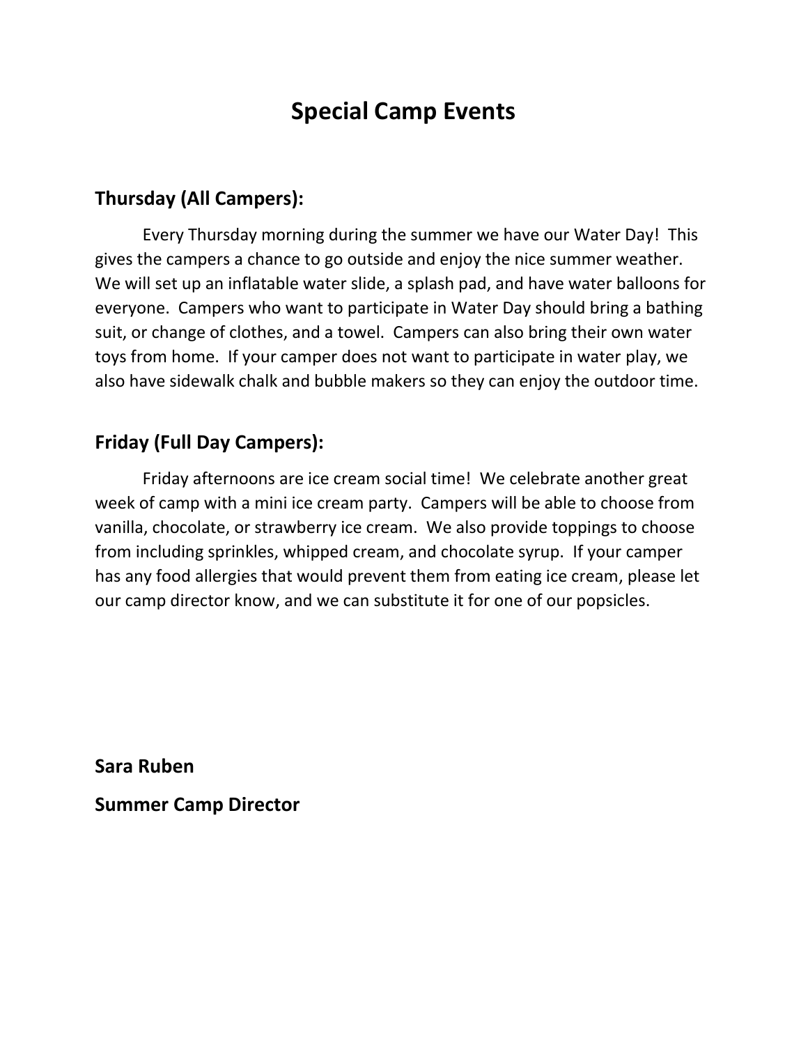# Special Camp Events

## Thursday (All Campers):

Every Thursday morning during the summer we have our Water Day! This gives the campers a chance to go outside and enjoy the nice summer weather. We will set up an inflatable water slide, a splash pad, and have water balloons for everyone. Campers who want to participate in Water Day should bring a bathing suit, or change of clothes, and a towel. Campers can also bring their own water toys from home. If your camper does not want to participate in water play, we also have sidewalk chalk and bubble makers so they can enjoy the outdoor time.

## Friday (Full Day Campers):

Friday afternoons are ice cream social time! We celebrate another great week of camp with a mini ice cream party. Campers will be able to choose from vanilla, chocolate, or strawberry ice cream. We also provide toppings to choose from including sprinkles, whipped cream, and chocolate syrup. If your camper has any food allergies that would prevent them from eating ice cream, please let our camp director know, and we can substitute it for one of our popsicles.

**Sara Ruben**

**Summer Camp Director**